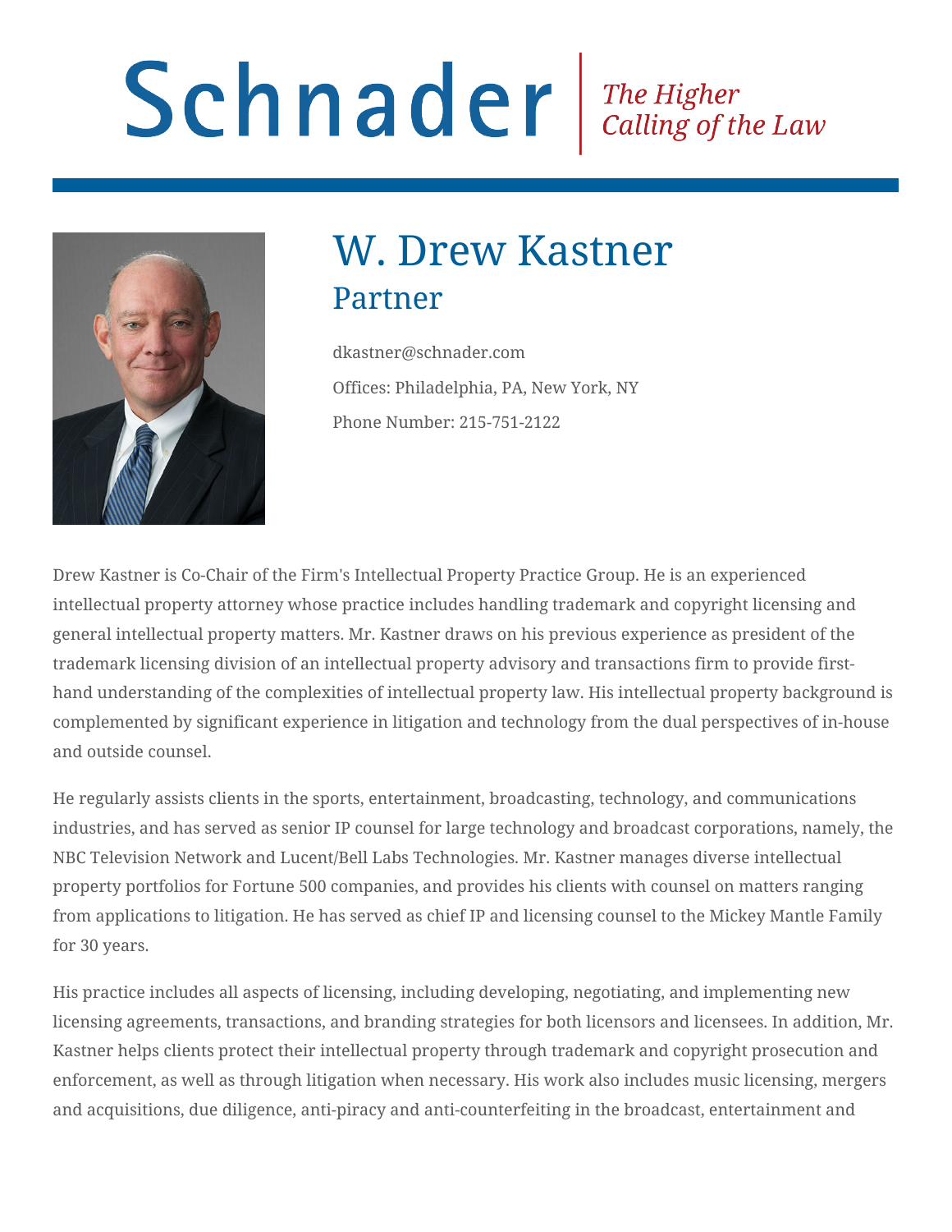# Schnader | *The Higher Calling of the Law*

# W. Drew Kastner

## Partner

dkastner@schnader.com

Offices: Philadelphia, PA, New York, NY

Phone Number: 215-751-2122

Drew Kastner is Co-Chair of the Firm's Intellectual Property Practice Group. He is an experienced intellectual property attorney whose practice includes handling trademark and copyright licensing and general intellectual property matters. Mr. Kastner draws on his previous experience as president of the trademark licensing division of an intellectual property advisory and transactions firm to provide first-hand understanding of the complexities of intellectual property law. His intellectual property background is complemented by significant experience in litigation and technology from the dual perspectives of in-house and outside counsel.

He regularly assists clients in the sports, entertainment, broadcasting, technology, and communications industries, and has served as senior IP counsel for large technology and broadcast corporations, namely, the NBC Television Network and Lucent/Bell Labs Technologies. Mr. Kastner manages diverse intellectual property portfolios for Fortune 500 companies, and provides his clients with counsel on matters ranging from applications to litigation. He has served as chief IP and licensing counsel to the Mickey Mantle Family for 30 years.

His practice includes all aspects of licensing, including developing, negotiating, and implementing new licensing agreements, transactions, and branding strategies for both licensors and licensees. In addition, Mr. Kastner helps clients protect their intellectual property through trademark and copyright prosecution and enforcement, as well as through litigation when necessary. His work also includes music licensing, mergers and acquisitions, due diligence, anti-piracy and anti-counterfeiting in the broadcast, entertainment and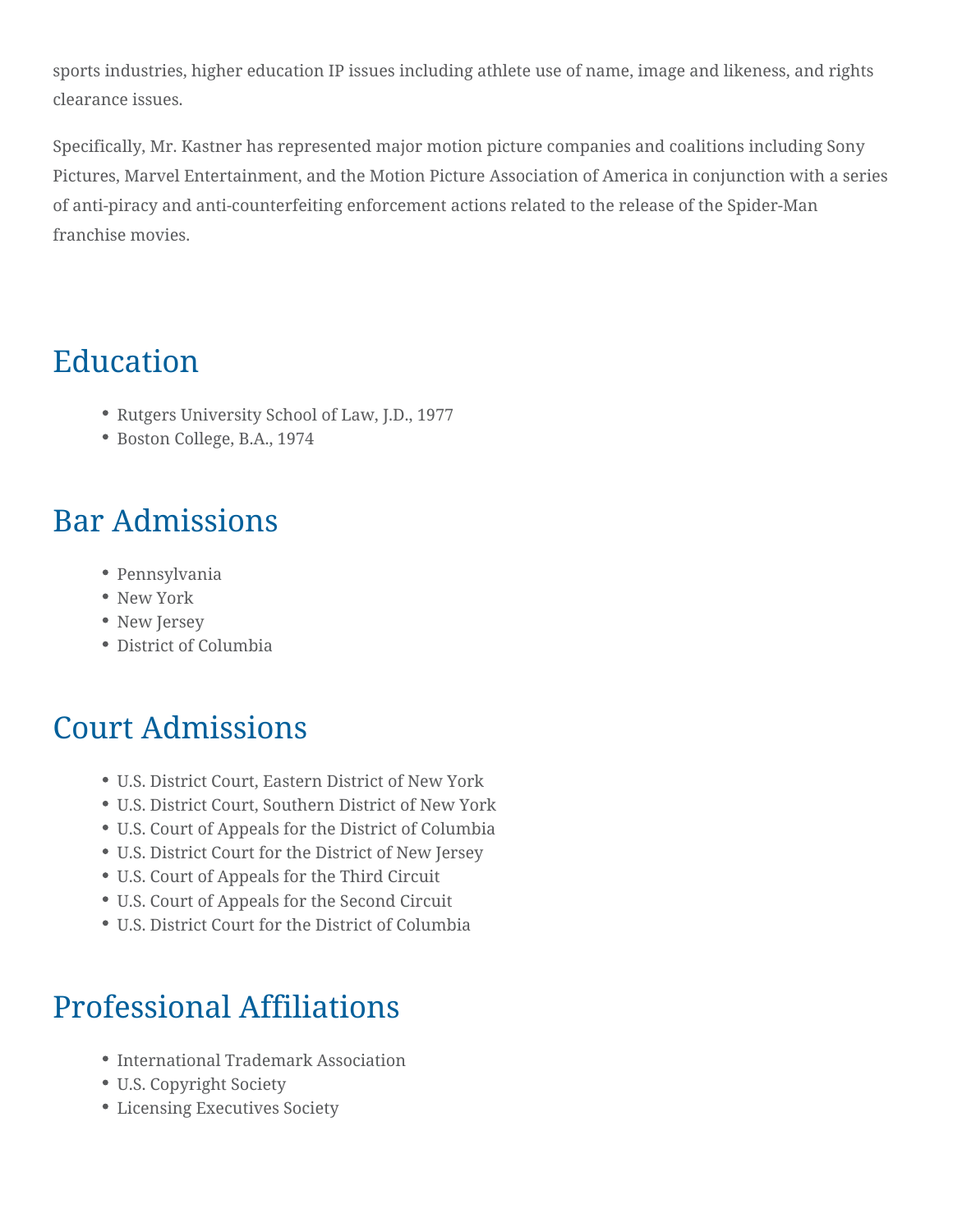sports industries, higher education IP issues including athlete use of name, image and likeness, and rights clearance issues.

Specifically, Mr. Kastner has represented major motion picture companies and coalitions including Sony Pictures, Marvel Entertainment, and the Motion Picture Association of America in conjunction with a series of anti-piracy and anti-counterfeiting enforcement actions related to the release of the Spider-Man franchise movies.

## Education

- Rutgers University School of Law, J.D., 1977
- Boston College, B.A., 1974

## Bar Admissions

- Pennsylvania
- New York
- New Jersey
- District of Columbia

## Court Admissions

- U.S. District Court, Eastern District of New York
- U.S. District Court, Southern District of New York
- U.S. Court of Appeals for the District of Columbia
- U.S. District Court for the District of New Jersey
- U.S. Court of Appeals for the Third Circuit
- U.S. Court of Appeals for the Second Circuit
- U.S. District Court for the District of Columbia

## Professional Affiliations

- International Trademark Association
- U.S. Copyright Society
- Licensing Executives Society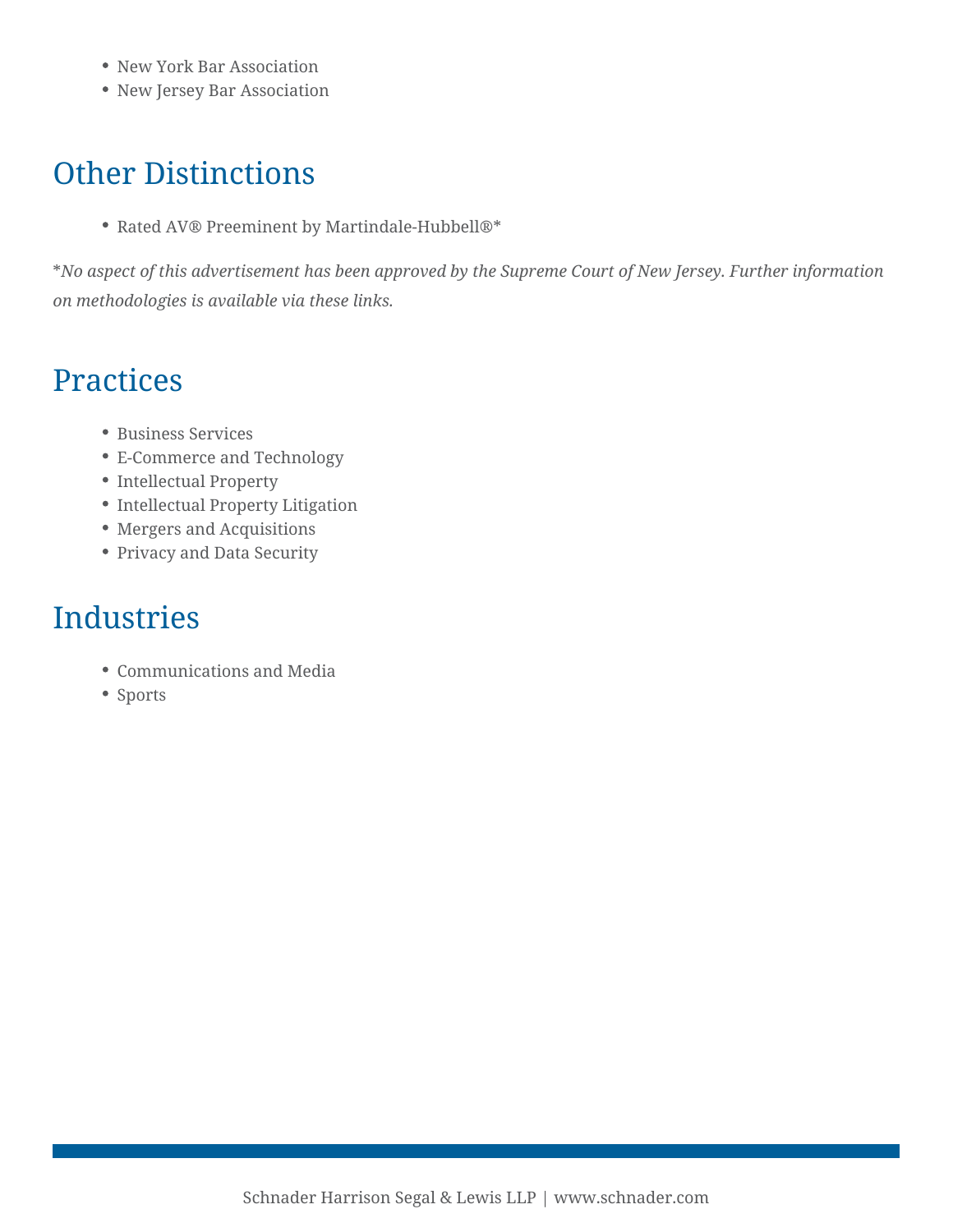- New York Bar Association
- New Jersey Bar Association

## Other Distinctions

- Rated AV® Preeminent by Martindale-Hubbell®*

**No aspect of this advertisement has been approved by the Supreme Court of New Jersey. Further information on methodologies is available via these links.*

## Practices

- Business Services
- E-Commerce and Technology
- Intellectual Property
- Intellectual Property Litigation
- Mergers and Acquisitions
- Privacy and Data Security

## Industries

- Communications and Media
- Sports